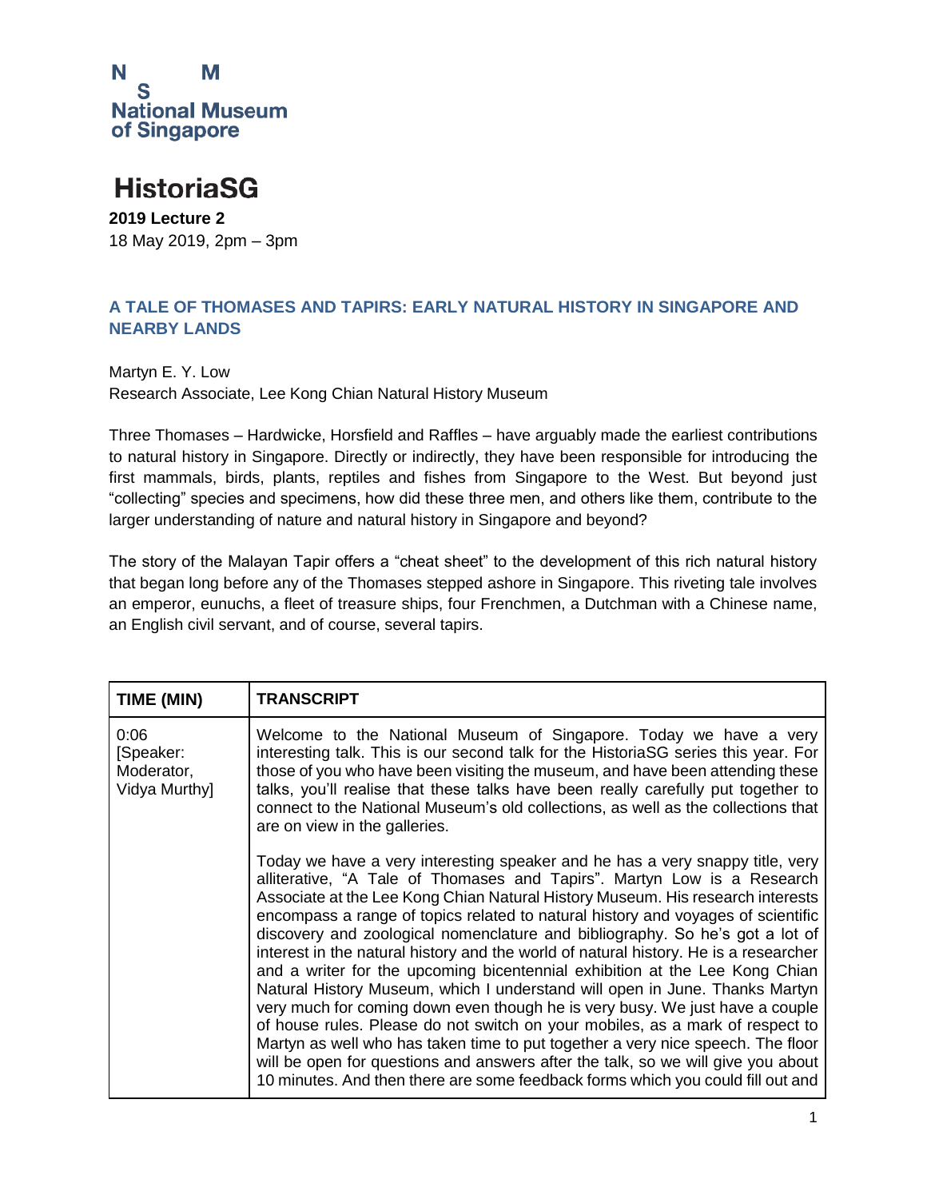N S M
National Museum of Singapore

# HistoriaSG

**2019 Lecture 2**
18 May 2019, 2pm – 3pm

## A TALE OF THOMASES AND TAPIRS: EARLY NATURAL HISTORY IN SINGAPORE AND NEARBY LANDS

Martyn E. Y. Low
Research Associate, Lee Kong Chian Natural History Museum

Three Thomases – Hardwicke, Horsfield and Raffles – have arguably made the earliest contributions to natural history in Singapore. Directly or indirectly, they have been responsible for introducing the first mammals, birds, plants, reptiles and fishes from Singapore to the West. But beyond just "collecting" species and specimens, how did these three men, and others like them, contribute to the larger understanding of nature and natural history in Singapore and beyond?

The story of the Malayan Tapir offers a "cheat sheet" to the development of this rich natural history that began long before any of the Thomases stepped ashore in Singapore. This riveting tale involves an emperor, eunuchs, a fleet of treasure ships, four Frenchmen, a Dutchman with a Chinese name, an English civil servant, and of course, several tapirs.

| TIME (MIN) | TRANSCRIPT |
|---|---|
| 0:06 [Speaker: Moderator, Vidya Murthy] | Welcome to the National Museum of Singapore. Today we have a very interesting talk. This is our second talk for the HistoriaSG series this year. For those of you who have been visiting the museum, and have been attending these talks, you'll realise that these talks have been really carefully put together to connect to the National Museum's old collections, as well as the collections that are on view in the galleries.<br><br>Today we have a very interesting speaker and he has a very snappy title, very alliterative, "A Tale of Thomases and Tapirs". Martyn Low is a Research Associate at the Lee Kong Chian Natural History Museum. His research interests encompass a range of topics related to natural history and voyages of scientific discovery and zoological nomenclature and bibliography. So he's got a lot of interest in the natural history and the world of natural history. He is a researcher and a writer for the upcoming bicentennial exhibition at the Lee Kong Chian Natural History Museum, which I understand will open in June. Thanks Martyn very much for coming down even though he is very busy. We just have a couple of house rules. Please do not switch on your mobiles, as a mark of respect to Martyn as well who has taken time to put together a very nice speech. The floor will be open for questions and answers after the talk, so we will give you about 10 minutes. And then there are some feedback forms which you could fill out and |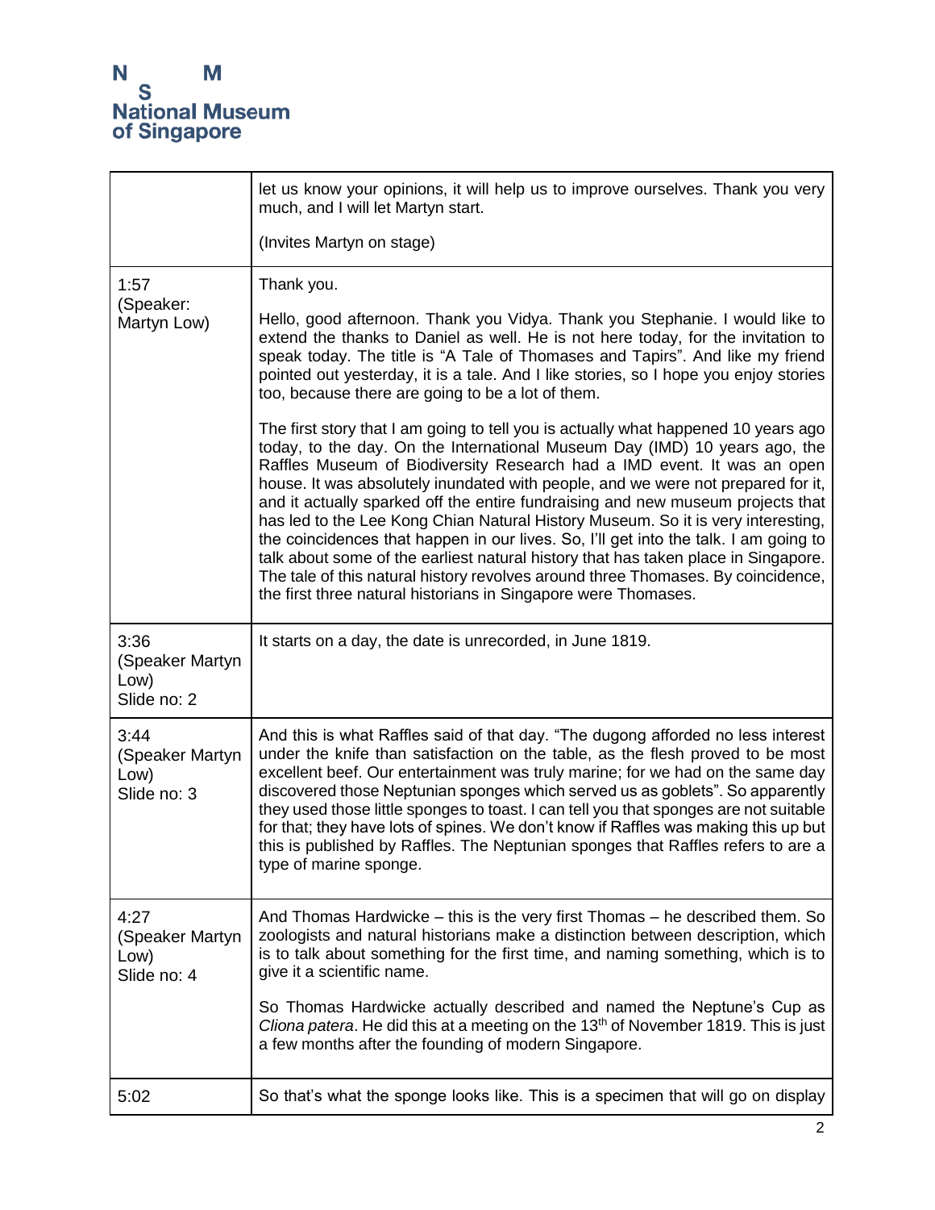| | |
|---|---|
| | let us know your opinions, it will help us to improve ourselves. Thank you very much, and I will let Martyn start.<br><br>(Invites Martyn on stage) |
| 1:57<br>(Speaker: Martyn Low) | Thank you.<br><br>Hello, good afternoon. Thank you Vidya. Thank you Stephanie. I would like to extend the thanks to Daniel as well. He is not here today, for the invitation to speak today. The title is "A Tale of Thomases and Tapirs". And like my friend pointed out yesterday, it is a tale. And I like stories, so I hope you enjoy stories too, because there are going to be a lot of them.<br><br>The first story that I am going to tell you is actually what happened 10 years ago today, to the day. On the International Museum Day (IMD) 10 years ago, the Raffles Museum of Biodiversity Research had a IMD event. It was an open house. It was absolutely inundated with people, and we were not prepared for it, and it actually sparked off the entire fundraising and new museum projects that has led to the Lee Kong Chian Natural History Museum. So it is very interesting, the coincidences that happen in our lives. So, I'll get into the talk. I am going to talk about some of the earliest natural history that has taken place in Singapore. The tale of this natural history revolves around three Thomases. By coincidence, the first three natural historians in Singapore were Thomases. |
| 3:36<br>(Speaker Martyn Low)<br>Slide no: 2 | It starts on a day, the date is unrecorded, in June 1819. |
| 3:44<br>(Speaker Martyn Low)<br>Slide no: 3 | And this is what Raffles said of that day. "The dugong afforded no less interest under the knife than satisfaction on the table, as the flesh proved to be most excellent beef. Our entertainment was truly marine; for we had on the same day discovered those Neptunian sponges which served us as goblets". So apparently they used those little sponges to toast. I can tell you that sponges are not suitable for that; they have lots of spines. We don't know if Raffles was making this up but this is published by Raffles. The Neptunian sponges that Raffles refers to are a type of marine sponge. |
| 4:27<br>(Speaker Martyn Low)<br>Slide no: 4 | And Thomas Hardwicke – this is the very first Thomas – he described them. So zoologists and natural historians make a distinction between description, which is to talk about something for the first time, and naming something, which is to give it a scientific name.<br><br>So Thomas Hardwicke actually described and named the Neptune's Cup as *Cliona patera*. He did this at a meeting on the 13th of November 1819. This is just a few months after the founding of modern Singapore. |
| 5:02 | So that's what the sponge looks like. This is a specimen that will go on display |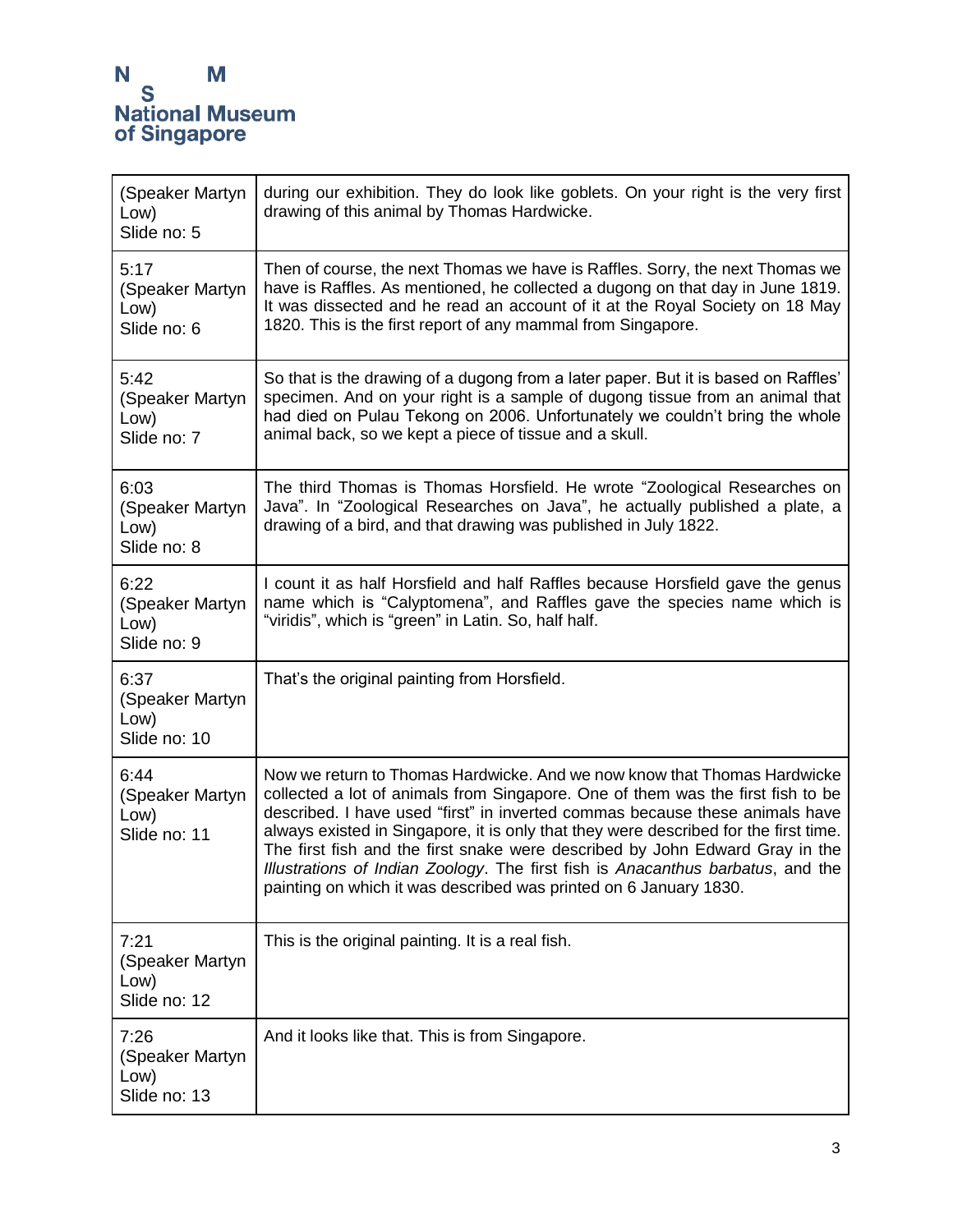| | |
|---|---|
| (Speaker Martyn Low) Slide no: 5 | during our exhibition. They do look like goblets. On your right is the very first drawing of this animal by Thomas Hardwicke. |
| 5:17 (Speaker Martyn Low) Slide no: 6 | Then of course, the next Thomas we have is Raffles. Sorry, the next Thomas we have is Raffles. As mentioned, he collected a dugong on that day in June 1819. It was dissected and he read an account of it at the Royal Society on 18 May 1820. This is the first report of any mammal from Singapore. |
| 5:42 (Speaker Martyn Low) Slide no: 7 | So that is the drawing of a dugong from a later paper. But it is based on Raffles' specimen. And on your right is a sample of dugong tissue from an animal that had died on Pulau Tekong on 2006. Unfortunately we couldn't bring the whole animal back, so we kept a piece of tissue and a skull. |
| 6:03 (Speaker Martyn Low) Slide no: 8 | The third Thomas is Thomas Horsfield. He wrote "Zoological Researches on Java". In "Zoological Researches on Java", he actually published a plate, a drawing of a bird, and that drawing was published in July 1822. |
| 6:22 (Speaker Martyn Low) Slide no: 9 | I count it as half Horsfield and half Raffles because Horsfield gave the genus name which is "Calyptomena", and Raffles gave the species name which is "viridis", which is "green" in Latin. So, half half. |
| 6:37 (Speaker Martyn Low) Slide no: 10 | That's the original painting from Horsfield. |
| 6:44 (Speaker Martyn Low) Slide no: 11 | Now we return to Thomas Hardwicke. And we now know that Thomas Hardwicke collected a lot of animals from Singapore. One of them was the first fish to be described. I have used "first" in inverted commas because these animals have always existed in Singapore, it is only that they were described for the first time. The first fish and the first snake were described by John Edward Gray in the *Illustrations of Indian Zoology*. The first fish is *Anacanthus barbatus*, and the painting on which it was described was printed on 6 January 1830. |
| 7:21 (Speaker Martyn Low) Slide no: 12 | This is the original painting. It is a real fish. |
| 7:26 (Speaker Martyn Low) Slide no: 13 | And it looks like that. This is from Singapore. |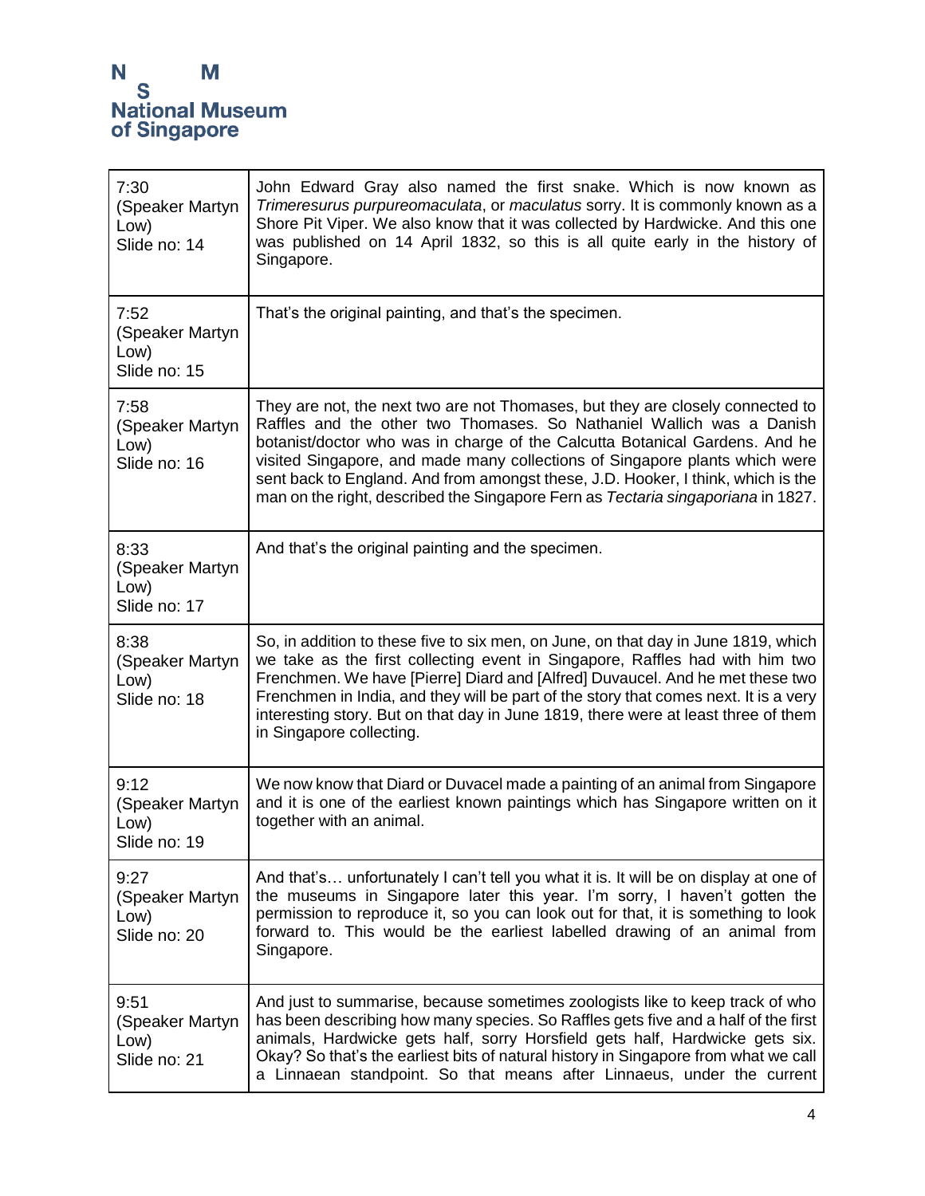| | |
|---|---|
| 7:30<br>(Speaker Martyn Low)<br>Slide no: 14 | John Edward Gray also named the first snake. Which is now known as *Trimeresurus purpureomaculata*, or *maculatus* sorry. It is commonly known as a Shore Pit Viper. We also know that it was collected by Hardwicke. And this one was published on 14 April 1832, so this is all quite early in the history of Singapore. |
| 7:52<br>(Speaker Martyn Low)<br>Slide no: 15 | That's the original painting, and that's the specimen. |
| 7:58<br>(Speaker Martyn Low)<br>Slide no: 16 | They are not, the next two are not Thomases, but they are closely connected to Raffles and the other two Thomases. So Nathaniel Wallich was a Danish botanist/doctor who was in charge of the Calcutta Botanical Gardens. And he visited Singapore, and made many collections of Singapore plants which were sent back to England. And from amongst these, J.D. Hooker, I think, which is the man on the right, described the Singapore Fern as *Tectaria singaporiana* in 1827. |
| 8:33<br>(Speaker Martyn Low)<br>Slide no: 17 | And that's the original painting and the specimen. |
| 8:38<br>(Speaker Martyn Low)<br>Slide no: 18 | So, in addition to these five to six men, on June, on that day in June 1819, which we take as the first collecting event in Singapore, Raffles had with him two Frenchmen. We have [Pierre] Diard and [Alfred] Duvaucel. And he met these two Frenchmen in India, and they will be part of the story that comes next. It is a very interesting story. But on that day in June 1819, there were at least three of them in Singapore collecting. |
| 9:12<br>(Speaker Martyn Low)<br>Slide no: 19 | We now know that Diard or Duvacel made a painting of an animal from Singapore and it is one of the earliest known paintings which has Singapore written on it together with an animal. |
| 9:27<br>(Speaker Martyn Low)<br>Slide no: 20 | And that's… unfortunately I can't tell you what it is. It will be on display at one of the museums in Singapore later this year. I'm sorry, I haven't gotten the permission to reproduce it, so you can look out for that, it is something to look forward to. This would be the earliest labelled drawing of an animal from Singapore. |
| 9:51<br>(Speaker Martyn Low)<br>Slide no: 21 | And just to summarise, because sometimes zoologists like to keep track of who has been describing how many species. So Raffles gets five and a half of the first animals, Hardwicke gets half, sorry Horsfield gets half, Hardwicke gets six. Okay? So that's the earliest bits of natural history in Singapore from what we call a Linnaean standpoint. So that means after Linnaeus, under the current |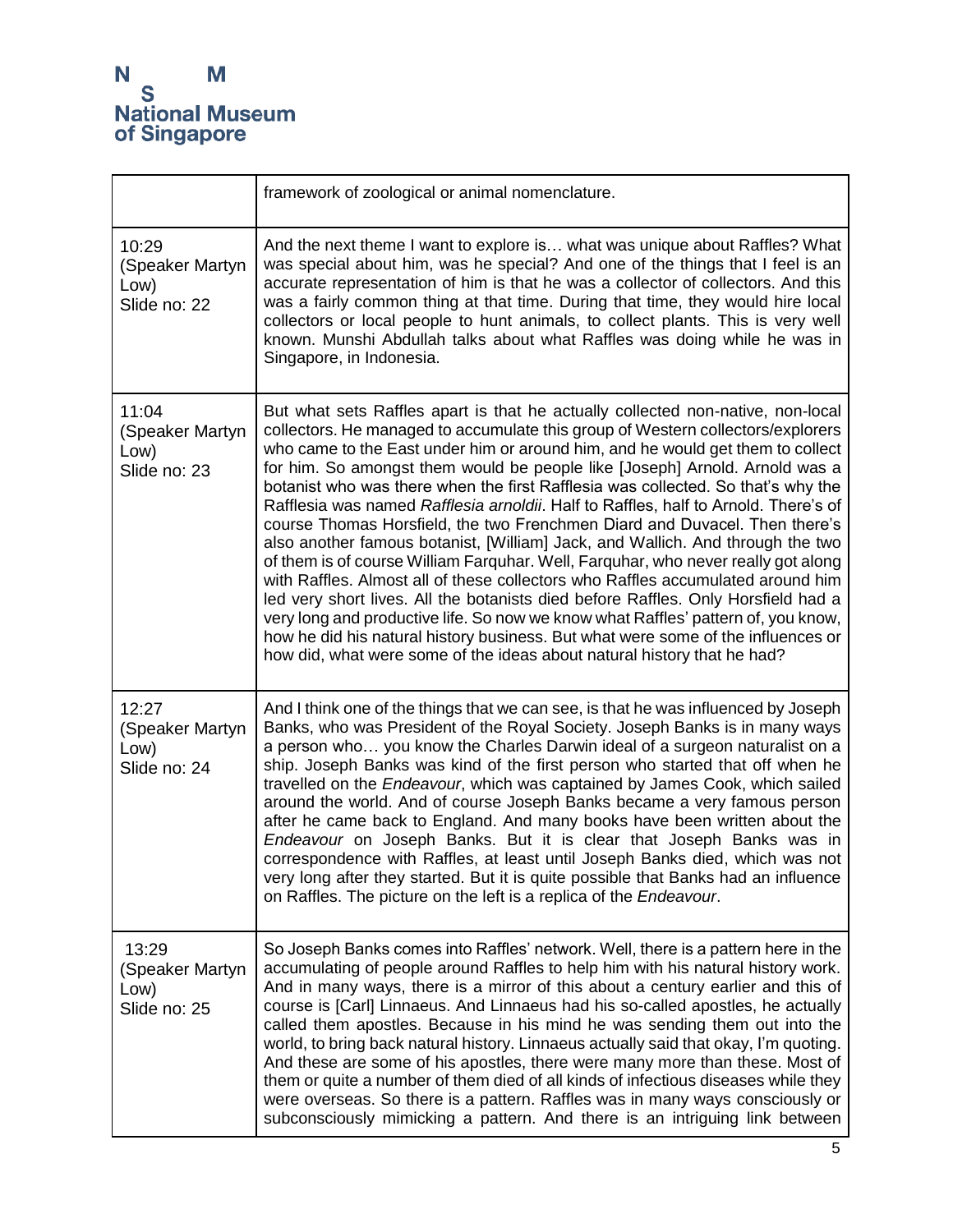| | |
|---|---|
| | framework of zoological or animal nomenclature. |
| 10:29 (Speaker Martyn Low) Slide no: 22 | And the next theme I want to explore is… what was unique about Raffles? What was special about him, was he special? And one of the things that I feel is an accurate representation of him is that he was a collector of collectors. And this was a fairly common thing at that time. During that time, they would hire local collectors or local people to hunt animals, to collect plants. This is very well known. Munshi Abdullah talks about what Raffles was doing while he was in Singapore, in Indonesia. |
| 11:04 (Speaker Martyn Low) Slide no: 23 | But what sets Raffles apart is that he actually collected non-native, non-local collectors. He managed to accumulate this group of Western collectors/explorers who came to the East under him or around him, and he would get them to collect for him. So amongst them would be people like [Joseph] Arnold. Arnold was a botanist who was there when the first Rafflesia was collected. So that's why the Rafflesia was named *Rafflesia arnoldii*. Half to Raffles, half to Arnold. There's of course Thomas Horsfield, the two Frenchmen Diard and Duvacel. Then there's also another famous botanist, [William] Jack, and Wallich. And through the two of them is of course William Farquhar. Well, Farquhar, who never really got along with Raffles. Almost all of these collectors who Raffles accumulated around him led very short lives. All the botanists died before Raffles. Only Horsfield had a very long and productive life. So now we know what Raffles' pattern of, you know, how he did his natural history business. But what were some of the influences or how did, what were some of the ideas about natural history that he had? |
| 12:27 (Speaker Martyn Low) Slide no: 24 | And I think one of the things that we can see, is that he was influenced by Joseph Banks, who was President of the Royal Society. Joseph Banks is in many ways a person who… you know the Charles Darwin ideal of a surgeon naturalist on a ship. Joseph Banks was kind of the first person who started that off when he travelled on the *Endeavour*, which was captained by James Cook, which sailed around the world. And of course Joseph Banks became a very famous person after he came back to England. And many books have been written about the *Endeavour* on Joseph Banks. But it is clear that Joseph Banks was in correspondence with Raffles, at least until Joseph Banks died, which was not very long after they started. But it is quite possible that Banks had an influence on Raffles. The picture on the left is a replica of the *Endeavour*. |
| 13:29 (Speaker Martyn Low) Slide no: 25 | So Joseph Banks comes into Raffles' network. Well, there is a pattern here in the accumulating of people around Raffles to help him with his natural history work. And in many ways, there is a mirror of this about a century earlier and this of course is [Carl] Linnaeus. And Linnaeus had his so-called apostles, he actually called them apostles. Because in his mind he was sending them out into the world, to bring back natural history. Linnaeus actually said that okay, I'm quoting. And these are some of his apostles, there were many more than these. Most of them or quite a number of them died of all kinds of infectious diseases while they were overseas. So there is a pattern. Raffles was in many ways consciously or subconsciously mimicking a pattern. And there is an intriguing link between |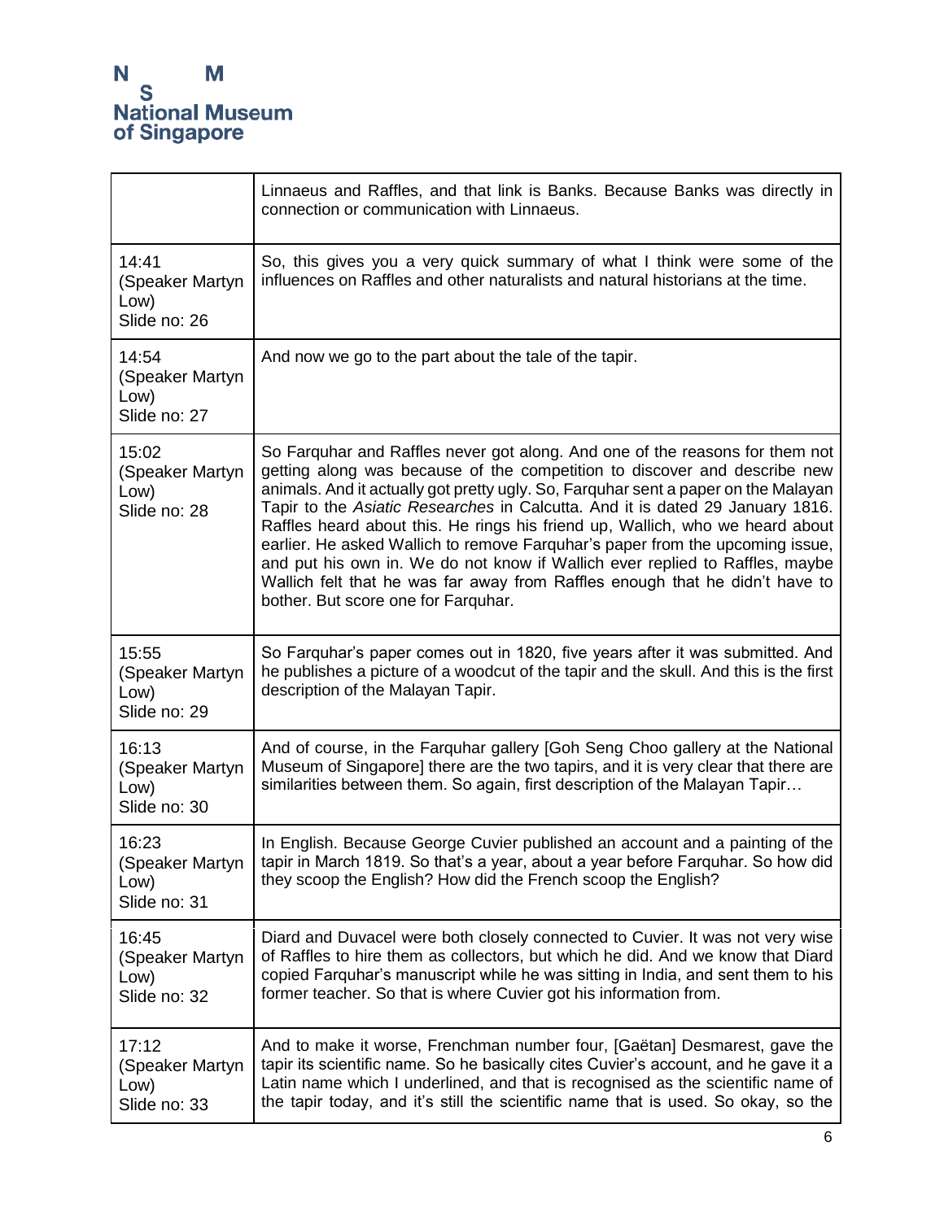| | |
|---|---|
| | Linnaeus and Raffles, and that link is Banks. Because Banks was directly in connection or communication with Linnaeus. |
| 14:41 (Speaker Martyn Low) Slide no: 26 | So, this gives you a very quick summary of what I think were some of the influences on Raffles and other naturalists and natural historians at the time. |
| 14:54 (Speaker Martyn Low) Slide no: 27 | And now we go to the part about the tale of the tapir. |
| 15:02 (Speaker Martyn Low) Slide no: 28 | So Farquhar and Raffles never got along. And one of the reasons for them not getting along was because of the competition to discover and describe new animals. And it actually got pretty ugly. So, Farquhar sent a paper on the Malayan Tapir to the *Asiatic Researches* in Calcutta. And it is dated 29 January 1816. Raffles heard about this. He rings his friend up, Wallich, who we heard about earlier. He asked Wallich to remove Farquhar's paper from the upcoming issue, and put his own in. We do not know if Wallich ever replied to Raffles, maybe Wallich felt that he was far away from Raffles enough that he didn't have to bother. But score one for Farquhar. |
| 15:55 (Speaker Martyn Low) Slide no: 29 | So Farquhar's paper comes out in 1820, five years after it was submitted. And he publishes a picture of a woodcut of the tapir and the skull. And this is the first description of the Malayan Tapir. |
| 16:13 (Speaker Martyn Low) Slide no: 30 | And of course, in the Farquhar gallery [Goh Seng Choo gallery at the National Museum of Singapore] there are the two tapirs, and it is very clear that there are similarities between them. So again, first description of the Malayan Tapir… |
| 16:23 (Speaker Martyn Low) Slide no: 31 | In English. Because George Cuvier published an account and a painting of the tapir in March 1819. So that's a year, about a year before Farquhar. So how did they scoop the English? How did the French scoop the English? |
| 16:45 (Speaker Martyn Low) Slide no: 32 | Diard and Duvacel were both closely connected to Cuvier. It was not very wise of Raffles to hire them as collectors, but which he did. And we know that Diard copied Farquhar's manuscript while he was sitting in India, and sent them to his former teacher. So that is where Cuvier got his information from. |
| 17:12 (Speaker Martyn Low) Slide no: 33 | And to make it worse, Frenchman number four, [Gaëtan] Desmarest, gave the tapir its scientific name. So he basically cites Cuvier's account, and he gave it a Latin name which I underlined, and that is recognised as the scientific name of the tapir today, and it's still the scientific name that is used. So okay, so the |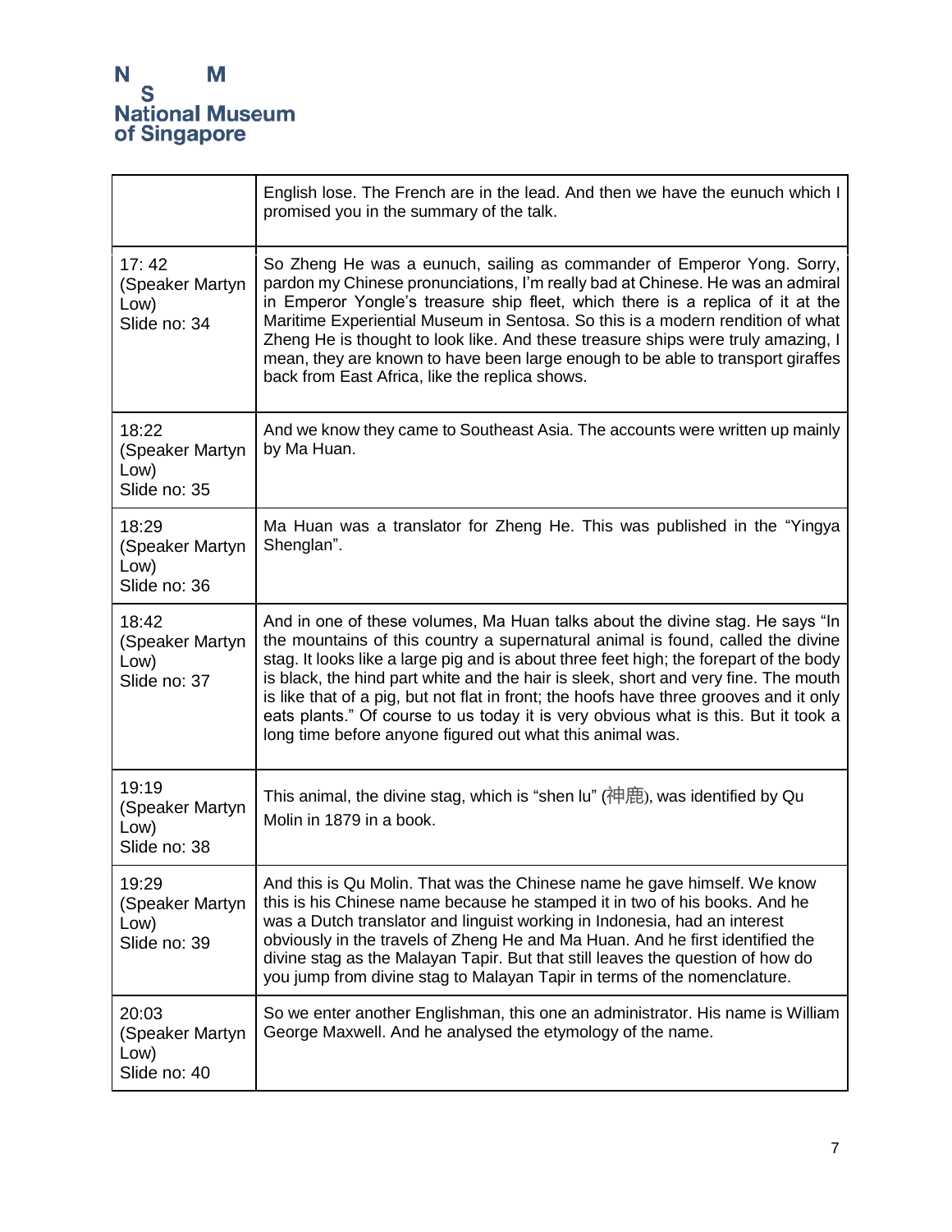|  |  |
|---|---|
|  | English lose. The French are in the lead. And then we have the eunuch which I promised you in the summary of the talk. |
| 17: 42 (Speaker Martyn Low) Slide no: 34 | So Zheng He was a eunuch, sailing as commander of Emperor Yong. Sorry, pardon my Chinese pronunciations, I'm really bad at Chinese. He was an admiral in Emperor Yongle's treasure ship fleet, which there is a replica of it at the Maritime Experiential Museum in Sentosa. So this is a modern rendition of what Zheng He is thought to look like. And these treasure ships were truly amazing, I mean, they are known to have been large enough to be able to transport giraffes back from East Africa, like the replica shows. |
| 18:22 (Speaker Martyn Low) Slide no: 35 | And we know they came to Southeast Asia. The accounts were written up mainly by Ma Huan. |
| 18:29 (Speaker Martyn Low) Slide no: 36 | Ma Huan was a translator for Zheng He. This was published in the "Yingya Shenglan". |
| 18:42 (Speaker Martyn Low) Slide no: 37 | And in one of these volumes, Ma Huan talks about the divine stag. He says "In the mountains of this country a supernatural animal is found, called the divine stag. It looks like a large pig and is about three feet high; the forepart of the body is black, the hind part white and the hair is sleek, short and very fine. The mouth is like that of a pig, but not flat in front; the hoofs have three grooves and it only eats plants." Of course to us today it is very obvious what is this. But it took a long time before anyone figured out what this animal was. |
| 19:19 (Speaker Martyn Low) Slide no: 38 | This animal, the divine stag, which is "shen lu" (神鹿), was identified by Qu Molin in 1879 in a book. |
| 19:29 (Speaker Martyn Low) Slide no: 39 | And this is Qu Molin. That was the Chinese name he gave himself. We know this is his Chinese name because he stamped it in two of his books. And he was a Dutch translator and linguist working in Indonesia, had an interest obviously in the travels of Zheng He and Ma Huan. And he first identified the divine stag as the Malayan Tapir. But that still leaves the question of how do you jump from divine stag to Malayan Tapir in terms of the nomenclature. |
| 20:03 (Speaker Martyn Low) Slide no: 40 | So we enter another Englishman, this one an administrator. His name is William George Maxwell. And he analysed the etymology of the name. |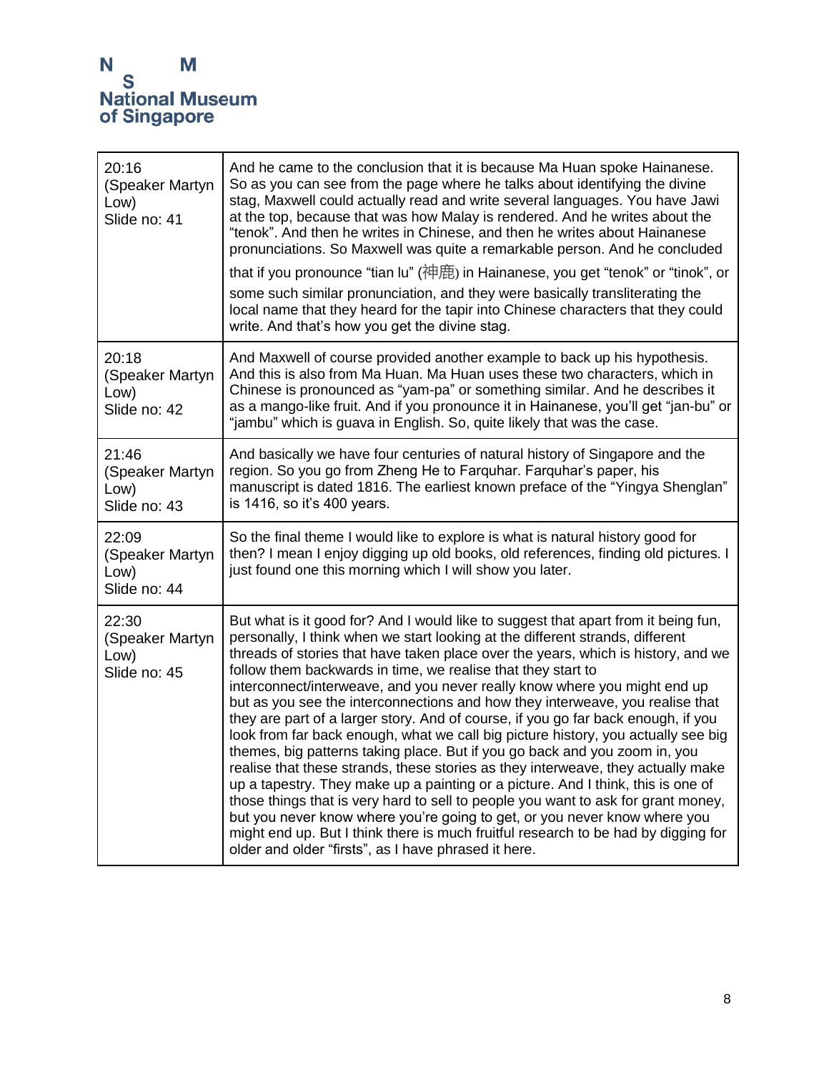| | |
|---|---|
| 20:16 (Speaker Martyn Low) Slide no: 41 | And he came to the conclusion that it is because Ma Huan spoke Hainanese. So as you can see from the page where he talks about identifying the divine stag, Maxwell could actually read and write several languages. You have Jawi at the top, because that was how Malay is rendered. And he writes about the "tenok". And then he writes in Chinese, and then he writes about Hainanese pronunciations. So Maxwell was quite a remarkable person. And he concluded that if you pronounce "tian lu" (神鹿) in Hainanese, you get "tenok" or "tinok", or some such similar pronunciation, and they were basically transliterating the local name that they heard for the tapir into Chinese characters that they could write. And that's how you get the divine stag. |
| 20:18 (Speaker Martyn Low) Slide no: 42 | And Maxwell of course provided another example to back up his hypothesis. And this is also from Ma Huan. Ma Huan uses these two characters, which in Chinese is pronounced as "yam-pa" or something similar. And he describes it as a mango-like fruit. And if you pronounce it in Hainanese, you'll get "jan-bu" or "jambu" which is guava in English. So, quite likely that was the case. |
| 21:46 (Speaker Martyn Low) Slide no: 43 | And basically we have four centuries of natural history of Singapore and the region. So you go from Zheng He to Farquhar. Farquhar's paper, his manuscript is dated 1816. The earliest known preface of the "Yingya Shenglan" is 1416, so it's 400 years. |
| 22:09 (Speaker Martyn Low) Slide no: 44 | So the final theme I would like to explore is what is natural history good for then? I mean I enjoy digging up old books, old references, finding old pictures. I just found one this morning which I will show you later. |
| 22:30 (Speaker Martyn Low) Slide no: 45 | But what is it good for? And I would like to suggest that apart from it being fun, personally, I think when we start looking at the different strands, different threads of stories that have taken place over the years, which is history, and we follow them backwards in time, we realise that they start to interconnect/interweave, and you never really know where you might end up but as you see the interconnections and how they interweave, you realise that they are part of a larger story. And of course, if you go far back enough, if you look from far back enough, what we call big picture history, you actually see big themes, big patterns taking place. But if you go back and you zoom in, you realise that these strands, these stories as they interweave, they actually make up a tapestry. They make up a painting or a picture. And I think, this is one of those things that is very hard to sell to people you want to ask for grant money, but you never know where you're going to get, or you never know where you might end up. But I think there is much fruitful research to be had by digging for older and older "firsts", as I have phrased it here. |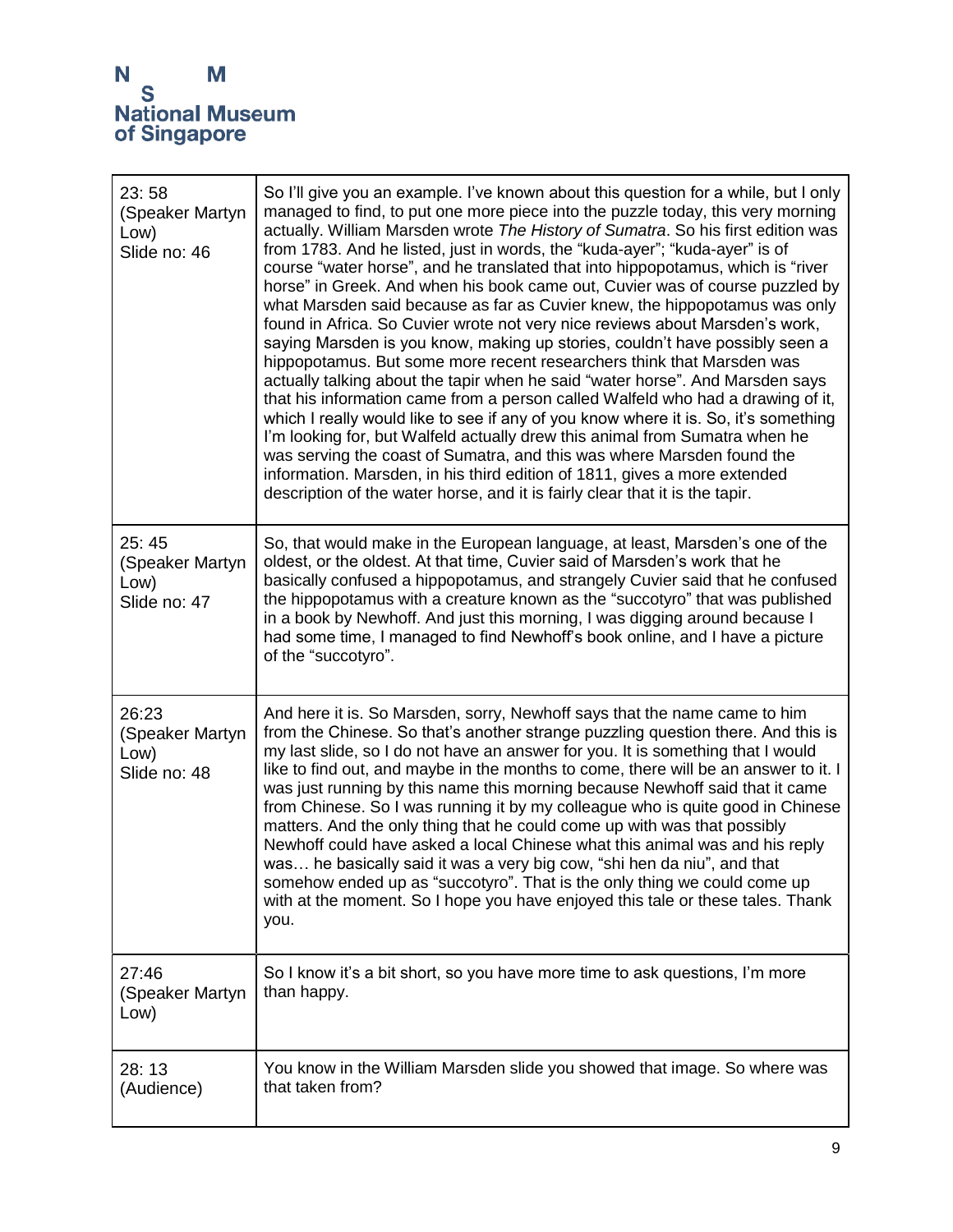| | |
|---|---|
| 23: 58 (Speaker Martyn Low) Slide no: 46 | So I'll give you an example. I've known about this question for a while, but I only managed to find, to put one more piece into the puzzle today, this very morning actually. William Marsden wrote *The History of Sumatra*. So his first edition was from 1783. And he listed, just in words, the "kuda-ayer"; "kuda-ayer" is of course "water horse", and he translated that into hippopotamus, which is "river horse" in Greek. And when his book came out, Cuvier was of course puzzled by what Marsden said because as far as Cuvier knew, the hippopotamus was only found in Africa. So Cuvier wrote not very nice reviews about Marsden's work, saying Marsden is you know, making up stories, couldn't have possibly seen a hippopotamus. But some more recent researchers think that Marsden was actually talking about the tapir when he said "water horse". And Marsden says that his information came from a person called Walfeld who had a drawing of it, which I really would like to see if any of you know where it is. So, it's something I'm looking for, but Walfeld actually drew this animal from Sumatra when he was serving the coast of Sumatra, and this was where Marsden found the information. Marsden, in his third edition of 1811, gives a more extended description of the water horse, and it is fairly clear that it is the tapir. |
| 25: 45 (Speaker Martyn Low) Slide no: 47 | So, that would make in the European language, at least, Marsden's one of the oldest, or the oldest. At that time, Cuvier said of Marsden's work that he basically confused a hippopotamus, and strangely Cuvier said that he confused the hippopotamus with a creature known as the "succotyro" that was published in a book by Newhoff. And just this morning, I was digging around because I had some time, I managed to find Newhoff's book online, and I have a picture of the "succotyro". |
| 26:23 (Speaker Martyn Low) Slide no: 48 | And here it is. So Marsden, sorry, Newhoff says that the name came to him from the Chinese. So that's another strange puzzling question there. And this is my last slide, so I do not have an answer for you. It is something that I would like to find out, and maybe in the months to come, there will be an answer to it. I was just running by this name this morning because Newhoff said that it came from Chinese. So I was running it by my colleague who is quite good in Chinese matters. And the only thing that he could come up with was that possibly Newhoff could have asked a local Chinese what this animal was and his reply was… he basically said it was a very big cow, "shi hen da niu", and that somehow ended up as "succotyro". That is the only thing we could come up with at the moment. So I hope you have enjoyed this tale or these tales. Thank you. |
| 27:46 (Speaker Martyn Low) | So I know it's a bit short, so you have more time to ask questions, I'm more than happy. |
| 28: 13 (Audience) | You know in the William Marsden slide you showed that image. So where was that taken from? |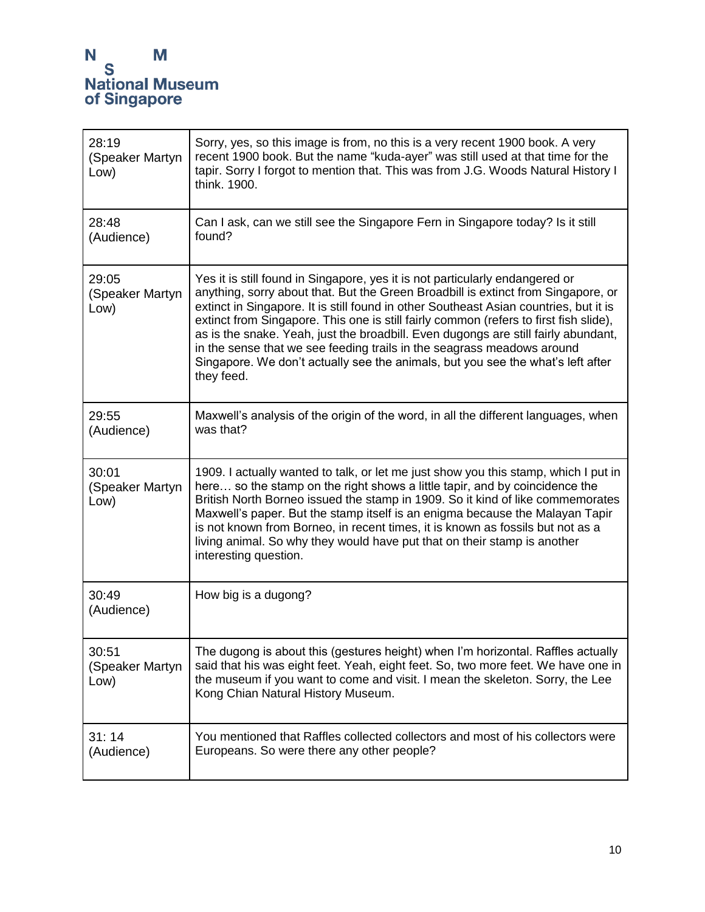| | |
|---|---|
| 28:19 (Speaker Martyn Low) | Sorry, yes, so this image is from, no this is a very recent 1900 book. A very recent 1900 book. But the name "kuda-ayer" was still used at that time for the tapir. Sorry I forgot to mention that. This was from J.G. Woods Natural History I think. 1900. |
| 28:48 (Audience) | Can I ask, can we still see the Singapore Fern in Singapore today? Is it still found? |
| 29:05 (Speaker Martyn Low) | Yes it is still found in Singapore, yes it is not particularly endangered or anything, sorry about that. But the Green Broadbill is extinct from Singapore, or extinct in Singapore. It is still found in other Southeast Asian countries, but it is extinct from Singapore. This one is still fairly common (refers to first fish slide), as is the snake. Yeah, just the broadbill. Even dugongs are still fairly abundant, in the sense that we see feeding trails in the seagrass meadows around Singapore. We don't actually see the animals, but you see the what's left after they feed. |
| 29:55 (Audience) | Maxwell's analysis of the origin of the word, in all the different languages, when was that? |
| 30:01 (Speaker Martyn Low) | 1909. I actually wanted to talk, or let me just show you this stamp, which I put in here… so the stamp on the right shows a little tapir, and by coincidence the British North Borneo issued the stamp in 1909. So it kind of like commemorates Maxwell's paper. But the stamp itself is an enigma because the Malayan Tapir is not known from Borneo, in recent times, it is known as fossils but not as a living animal. So why they would have put that on their stamp is another interesting question. |
| 30:49 (Audience) | How big is a dugong? |
| 30:51 (Speaker Martyn Low) | The dugong is about this (gestures height) when I'm horizontal. Raffles actually said that his was eight feet. Yeah, eight feet. So, two more feet. We have one in the museum if you want to come and visit. I mean the skeleton. Sorry, the Lee Kong Chian Natural History Museum. |
| 31: 14 (Audience) | You mentioned that Raffles collected collectors and most of his collectors were Europeans. So were there any other people? |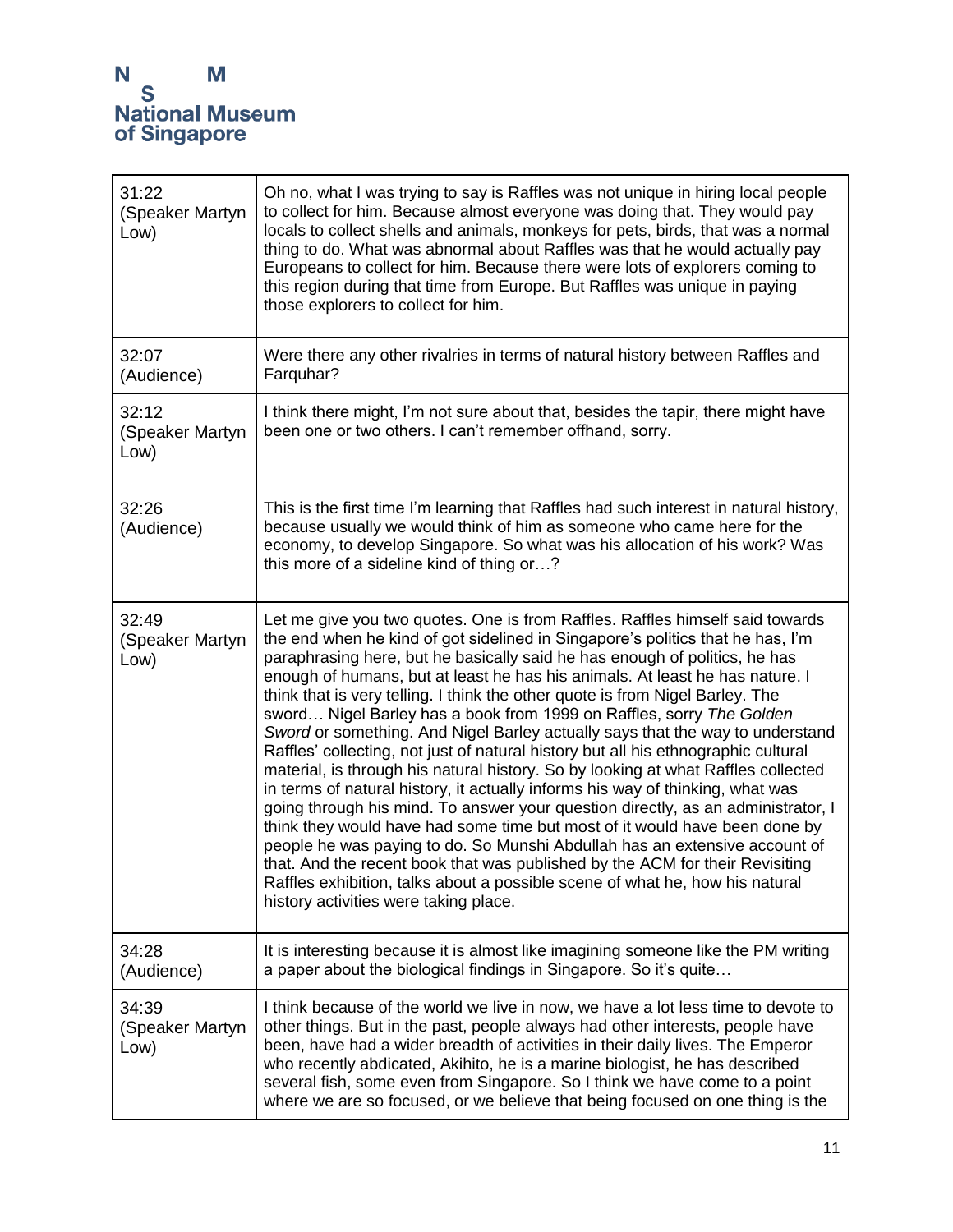| | |
|---|---|
| 31:22 (Speaker Martyn Low) | Oh no, what I was trying to say is Raffles was not unique in hiring local people to collect for him. Because almost everyone was doing that. They would pay locals to collect shells and animals, monkeys for pets, birds, that was a normal thing to do. What was abnormal about Raffles was that he would actually pay Europeans to collect for him. Because there were lots of explorers coming to this region during that time from Europe. But Raffles was unique in paying those explorers to collect for him. |
| 32:07 (Audience) | Were there any other rivalries in terms of natural history between Raffles and Farquhar? |
| 32:12 (Speaker Martyn Low) | I think there might, I'm not sure about that, besides the tapir, there might have been one or two others. I can't remember offhand, sorry. |
| 32:26 (Audience) | This is the first time I'm learning that Raffles had such interest in natural history, because usually we would think of him as someone who came here for the economy, to develop Singapore. So what was his allocation of his work? Was this more of a sideline kind of thing or…? |
| 32:49 (Speaker Martyn Low) | Let me give you two quotes. One is from Raffles. Raffles himself said towards the end when he kind of got sidelined in Singapore's politics that he has, I'm paraphrasing here, but he basically said he has enough of politics, he has enough of humans, but at least he has his animals. At least he has nature. I think that is very telling. I think the other quote is from Nigel Barley. The sword… Nigel Barley has a book from 1999 on Raffles, sorry *The Golden Sword* or something. And Nigel Barley actually says that the way to understand Raffles' collecting, not just of natural history but all his ethnographic cultural material, is through his natural history. So by looking at what Raffles collected in terms of natural history, it actually informs his way of thinking, what was going through his mind. To answer your question directly, as an administrator, I think they would have had some time but most of it would have been done by people he was paying to do. So Munshi Abdullah has an extensive account of that. And the recent book that was published by the ACM for their Revisiting Raffles exhibition, talks about a possible scene of what he, how his natural history activities were taking place. |
| 34:28 (Audience) | It is interesting because it is almost like imagining someone like the PM writing a paper about the biological findings in Singapore. So it's quite… |
| 34:39 (Speaker Martyn Low) | I think because of the world we live in now, we have a lot less time to devote to other things. But in the past, people always had other interests, people have been, have had a wider breadth of activities in their daily lives. The Emperor who recently abdicated, Akihito, he is a marine biologist, he has described several fish, some even from Singapore. So I think we have come to a point where we are so focused, or we believe that being focused on one thing is the |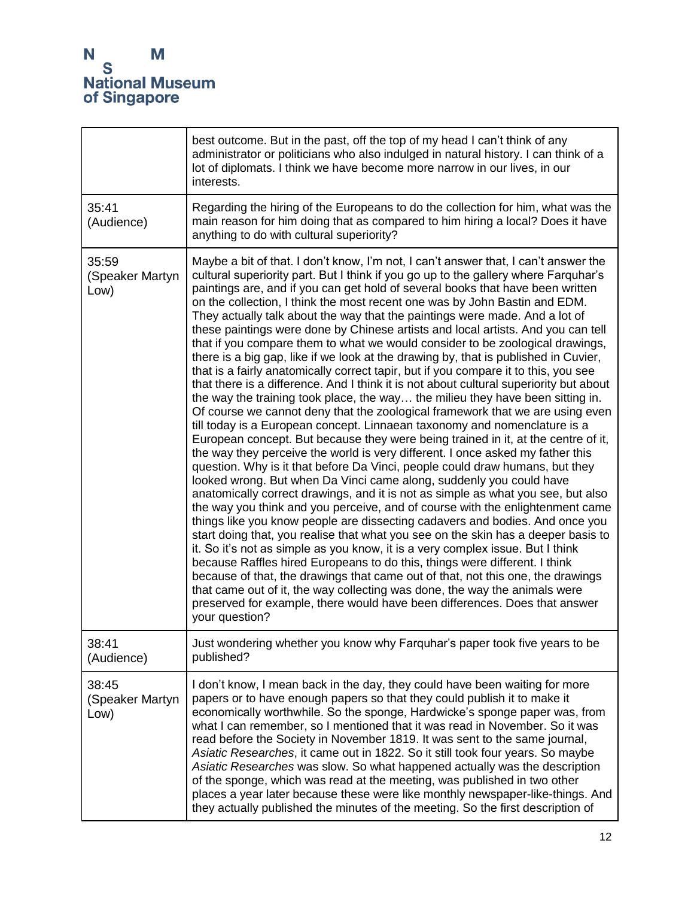| | |
|---|---|
| | best outcome. But in the past, off the top of my head I can't think of any administrator or politicians who also indulged in natural history. I can think of a lot of diplomats. I think we have become more narrow in our lives, in our interests. |
| 35:41 (Audience) | Regarding the hiring of the Europeans to do the collection for him, what was the main reason for him doing that as compared to him hiring a local? Does it have anything to do with cultural superiority? |
| 35:59 (Speaker Martyn Low) | Maybe a bit of that. I don't know, I'm not, I can't answer that, I can't answer the cultural superiority part. But I think if you go up to the gallery where Farquhar's paintings are, and if you can get hold of several books that have been written on the collection, I think the most recent one was by John Bastin and EDM. They actually talk about the way that the paintings were made. And a lot of these paintings were done by Chinese artists and local artists. And you can tell that if you compare them to what we would consider to be zoological drawings, there is a big gap, like if we look at the drawing by, that is published in Cuvier, that is a fairly anatomically correct tapir, but if you compare it to this, you see that there is a difference. And I think it is not about cultural superiority but about the way the training took place, the way… the milieu they have been sitting in. Of course we cannot deny that the zoological framework that we are using even till today is a European concept. Linnaean taxonomy and nomenclature is a European concept. But because they were being trained in it, at the centre of it, the way they perceive the world is very different. I once asked my father this question. Why is it that before Da Vinci, people could draw humans, but they looked wrong. But when Da Vinci came along, suddenly you could have anatomically correct drawings, and it is not as simple as what you see, but also the way you think and you perceive, and of course with the enlightenment came things like you know people are dissecting cadavers and bodies. And once you start doing that, you realise that what you see on the skin has a deeper basis to it. So it's not as simple as you know, it is a very complex issue. But I think because Raffles hired Europeans to do this, things were different. I think because of that, the drawings that came out of that, not this one, the drawings that came out of it, the way collecting was done, the way the animals were preserved for example, there would have been differences. Does that answer your question? |
| 38:41 (Audience) | Just wondering whether you know why Farquhar's paper took five years to be published? |
| 38:45 (Speaker Martyn Low) | I don't know, I mean back in the day, they could have been waiting for more papers or to have enough papers so that they could publish it to make it economically worthwhile. So the sponge, Hardwicke's sponge paper was, from what I can remember, so I mentioned that it was read in November. So it was read before the Society in November 1819. It was sent to the same journal, *Asiatic Researches*, it came out in 1822. So it still took four years. So maybe *Asiatic Researches* was slow. So what happened actually was the description of the sponge, which was read at the meeting, was published in two other places a year later because these were like monthly newspaper-like-things. And they actually published the minutes of the meeting. So the first description of |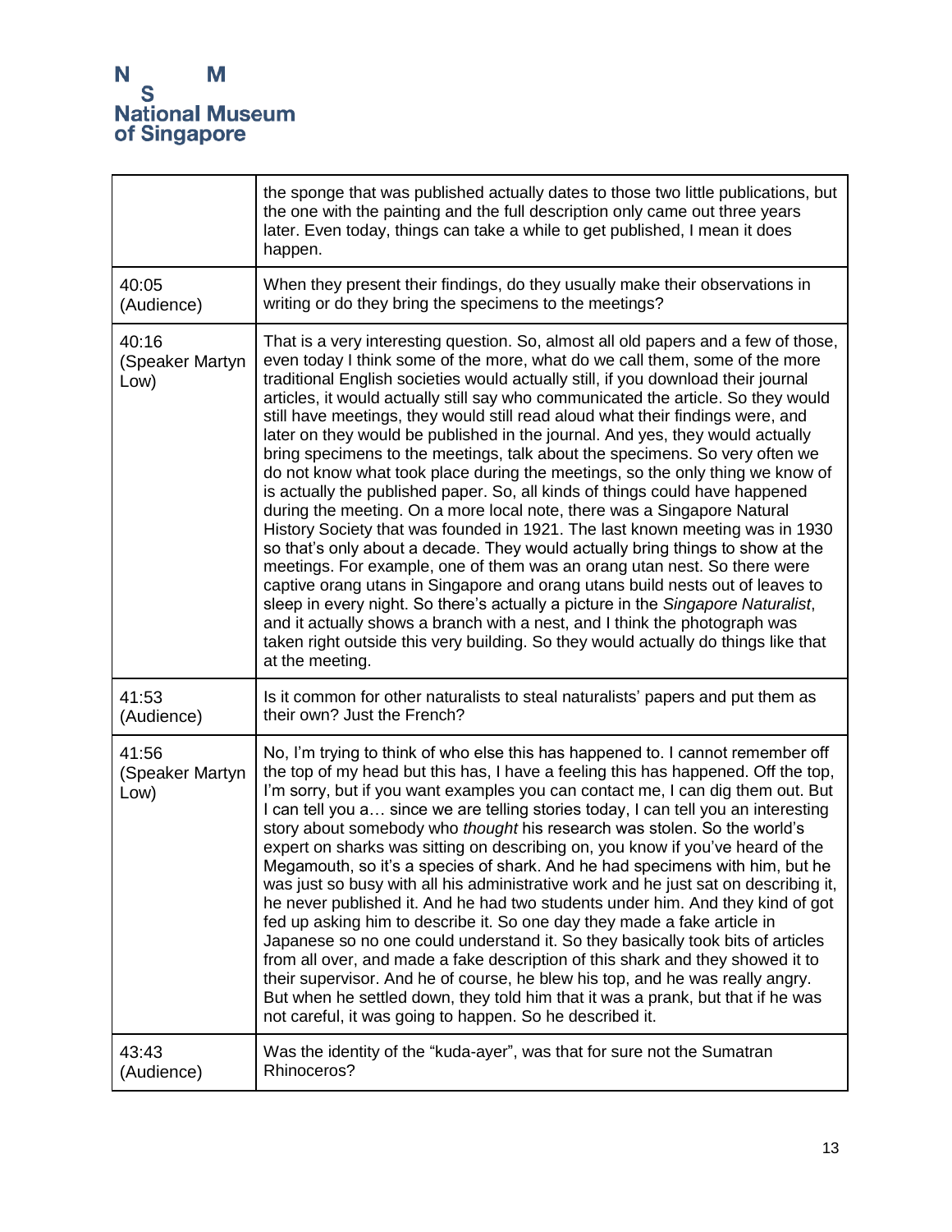| | |
|---|---|
| | the sponge that was published actually dates to those two little publications, but the one with the painting and the full description only came out three years later. Even today, things can take a while to get published, I mean it does happen. |
| 40:05 (Audience) | When they present their findings, do they usually make their observations in writing or do they bring the specimens to the meetings? |
| 40:16 (Speaker Martyn Low) | That is a very interesting question. So, almost all old papers and a few of those, even today I think some of the more, what do we call them, some of the more traditional English societies would actually still, if you download their journal articles, it would actually still say who communicated the article. So they would still have meetings, they would still read aloud what their findings were, and later on they would be published in the journal. And yes, they would actually bring specimens to the meetings, talk about the specimens. So very often we do not know what took place during the meetings, so the only thing we know of is actually the published paper. So, all kinds of things could have happened during the meeting. On a more local note, there was a Singapore Natural History Society that was founded in 1921. The last known meeting was in 1930 so that's only about a decade. They would actually bring things to show at the meetings. For example, one of them was an orang utan nest. So there were captive orang utans in Singapore and orang utans build nests out of leaves to sleep in every night. So there's actually a picture in the *Singapore Naturalist*, and it actually shows a branch with a nest, and I think the photograph was taken right outside this very building. So they would actually do things like that at the meeting. |
| 41:53 (Audience) | Is it common for other naturalists to steal naturalists' papers and put them as their own? Just the French? |
| 41:56 (Speaker Martyn Low) | No, I'm trying to think of who else this has happened to. I cannot remember off the top of my head but this has, I have a feeling this has happened. Off the top, I'm sorry, but if you want examples you can contact me, I can dig them out. But I can tell you a… since we are telling stories today, I can tell you an interesting story about somebody who *thought* his research was stolen. So the world's expert on sharks was sitting on describing on, you know if you've heard of the Megamouth, so it's a species of shark. And he had specimens with him, but he was just so busy with all his administrative work and he just sat on describing it, he never published it. And he had two students under him. And they kind of got fed up asking him to describe it. So one day they made a fake article in Japanese so no one could understand it. So they basically took bits of articles from all over, and made a fake description of this shark and they showed it to their supervisor. And he of course, he blew his top, and he was really angry. But when he settled down, they told him that it was a prank, but that if he was not careful, it was going to happen. So he described it. |
| 43:43 (Audience) | Was the identity of the "kuda-ayer", was that for sure not the Sumatran Rhinoceros? |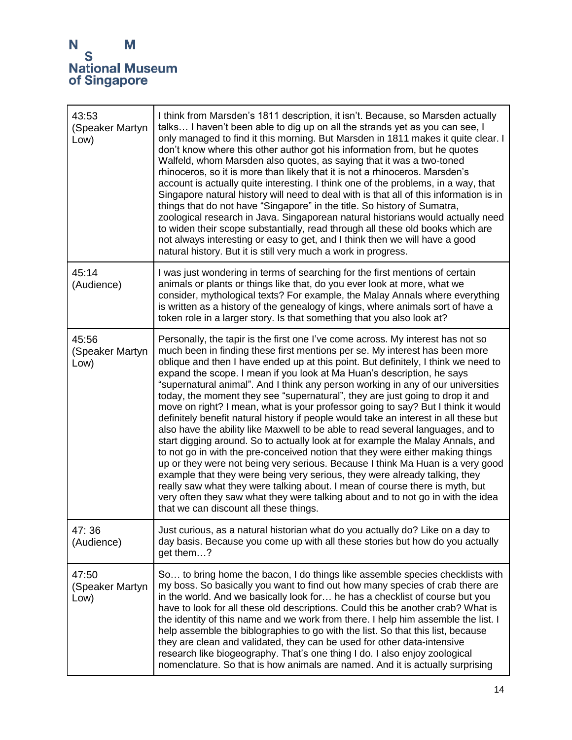| | |
|---|---|
| 43:53 (Speaker Martyn Low) | I think from Marsden's 1811 description, it isn't. Because, so Marsden actually talks… I haven't been able to dig up on all the strands yet as you can see, I only managed to find it this morning. But Marsden in 1811 makes it quite clear. I don't know where this other author got his information from, but he quotes Walfeld, whom Marsden also quotes, as saying that it was a two-toned rhinoceros, so it is more than likely that it is not a rhinoceros. Marsden's account is actually quite interesting. I think one of the problems, in a way, that Singapore natural history will need to deal with is that all of this information is in things that do not have "Singapore" in the title. So history of Sumatra, zoological research in Java. Singaporean natural historians would actually need to widen their scope substantially, read through all these old books which are not always interesting or easy to get, and I think then we will have a good natural history. But it is still very much a work in progress. |
| 45:14 (Audience) | I was just wondering in terms of searching for the first mentions of certain animals or plants or things like that, do you ever look at more, what we consider, mythological texts? For example, the Malay Annals where everything is written as a history of the genealogy of kings, where animals sort of have a token role in a larger story. Is that something that you also look at? |
| 45:56 (Speaker Martyn Low) | Personally, the tapir is the first one I've come across. My interest has not so much been in finding these first mentions per se. My interest has been more oblique and then I have ended up at this point. But definitely, I think we need to expand the scope. I mean if you look at Ma Huan's description, he says "supernatural animal". And I think any person working in any of our universities today, the moment they see "supernatural", they are just going to drop it and move on right? I mean, what is your professor going to say? But I think it would definitely benefit natural history if people would take an interest in all these but also have the ability like Maxwell to be able to read several languages, and to start digging around. So to actually look at for example the Malay Annals, and to not go in with the pre-conceived notion that they were either making things up or they were not being very serious. Because I think Ma Huan is a very good example that they were being very serious, they were already talking, they really saw what they were talking about. I mean of course there is myth, but very often they saw what they were talking about and to not go in with the idea that we can discount all these things. |
| 47: 36 (Audience) | Just curious, as a natural historian what do you actually do? Like on a day to day basis. Because you come up with all these stories but how do you actually get them…? |
| 47:50 (Speaker Martyn Low) | So… to bring home the bacon, I do things like assemble species checklists with my boss. So basically you want to find out how many species of crab there are in the world. And we basically look for… he has a checklist of course but you have to look for all these old descriptions. Could this be another crab? What is the identity of this name and we work from there. I help him assemble the list. I help assemble the biblographies to go with the list. So that this list, because they are clean and validated, they can be used for other data-intensive research like biogeography. That's one thing I do. I also enjoy zoological nomenclature. So that is how animals are named. And it is actually surprising |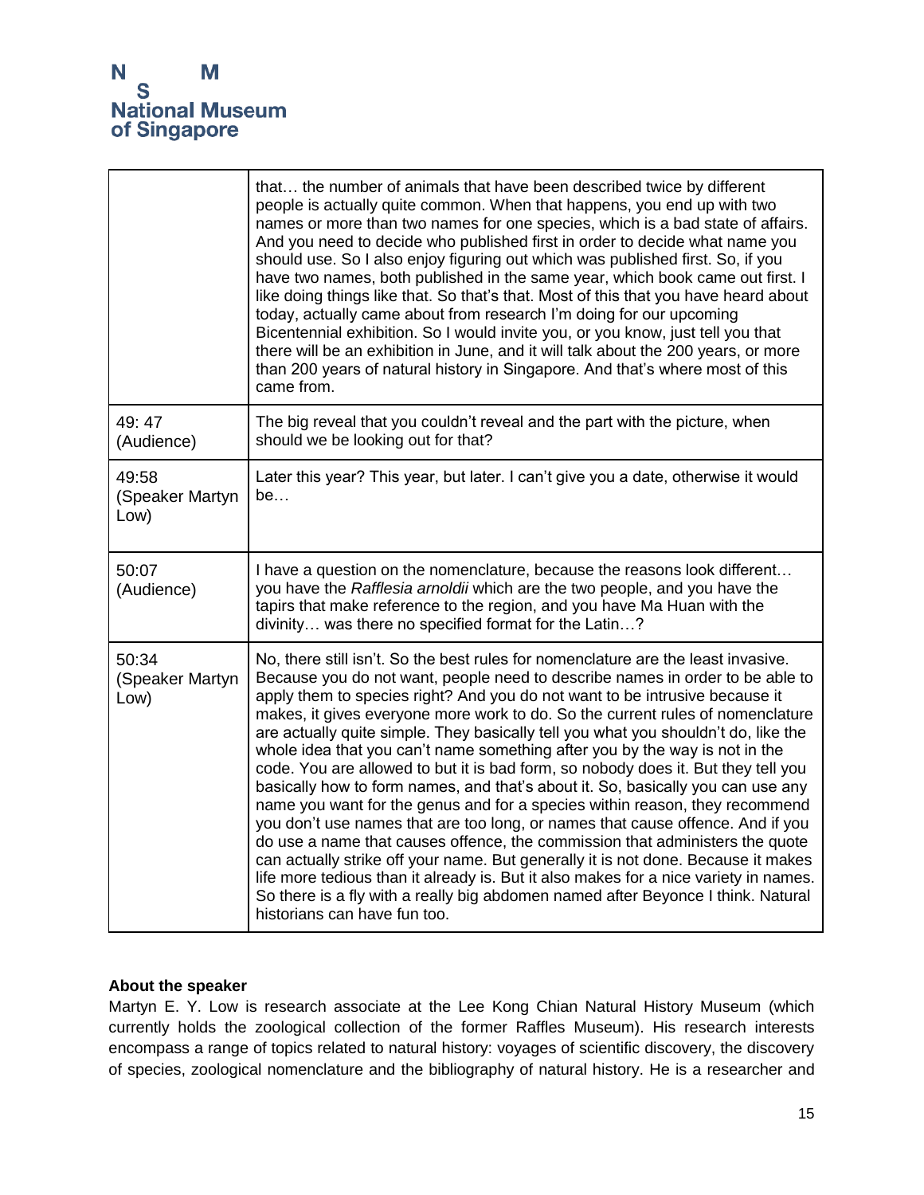| | |
|---|---|
| | that… the number of animals that have been described twice by different people is actually quite common. When that happens, you end up with two names or more than two names for one species, which is a bad state of affairs. And you need to decide who published first in order to decide what name you should use. So I also enjoy figuring out which was published first. So, if you have two names, both published in the same year, which book came out first. I like doing things like that. So that's that. Most of this that you have heard about today, actually came about from research I'm doing for our upcoming Bicentennial exhibition. So I would invite you, or you know, just tell you that there will be an exhibition in June, and it will talk about the 200 years, or more than 200 years of natural history in Singapore. And that's where most of this came from. |
| 49: 47 (Audience) | The big reveal that you couldn't reveal and the part with the picture, when should we be looking out for that? |
| 49:58 (Speaker Martyn Low) | Later this year? This year, but later. I can't give you a date, otherwise it would be… |
| 50:07 (Audience) | I have a question on the nomenclature, because the reasons look different… you have the *Rafflesia arnoldii* which are the two people, and you have the tapirs that make reference to the region, and you have Ma Huan with the divinity… was there no specified format for the Latin…? |
| 50:34 (Speaker Martyn Low) | No, there still isn't. So the best rules for nomenclature are the least invasive. Because you do not want, people need to describe names in order to be able to apply them to species right? And you do not want to be intrusive because it makes, it gives everyone more work to do. So the current rules of nomenclature are actually quite simple. They basically tell you what you shouldn't do, like the whole idea that you can't name something after you by the way is not in the code. You are allowed to but it is bad form, so nobody does it. But they tell you basically how to form names, and that's about it. So, basically you can use any name you want for the genus and for a species within reason, they recommend you don't use names that are too long, or names that cause offence. And if you do use a name that causes offence, the commission that administers the quote can actually strike off your name. But generally it is not done. Because it makes life more tedious than it already is. But it also makes for a nice variety in names. So there is a fly with a really big abdomen named after Beyonce I think. Natural historians can have fun too. |

**About the speaker**

Martyn E. Y. Low is research associate at the Lee Kong Chian Natural History Museum (which currently holds the zoological collection of the former Raffles Museum). His research interests encompass a range of topics related to natural history: voyages of scientific discovery, the discovery of species, zoological nomenclature and the bibliography of natural history. He is a researcher and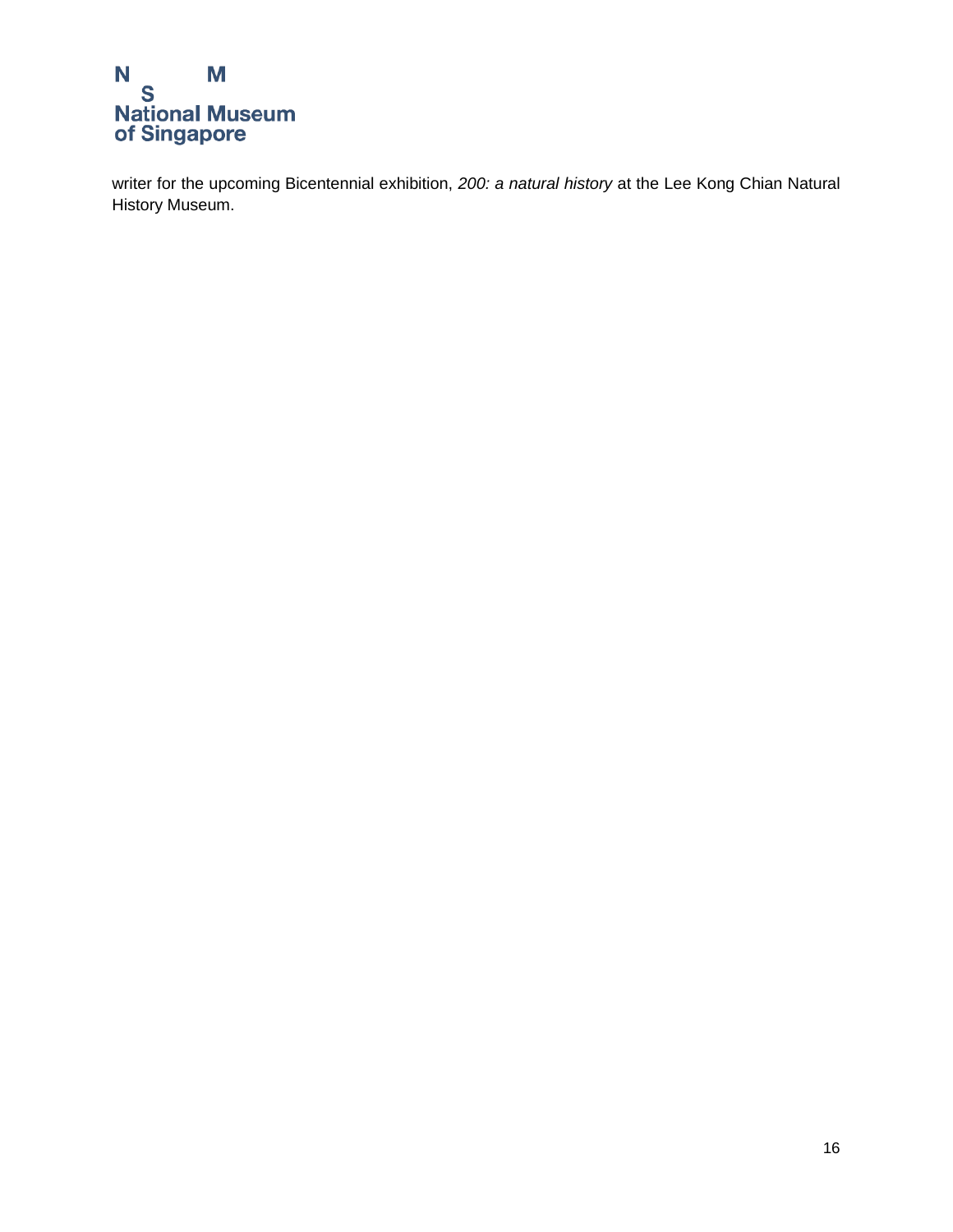writer for the upcoming Bicentennial exhibition, *200: a natural history* at the Lee Kong Chian Natural History Museum.